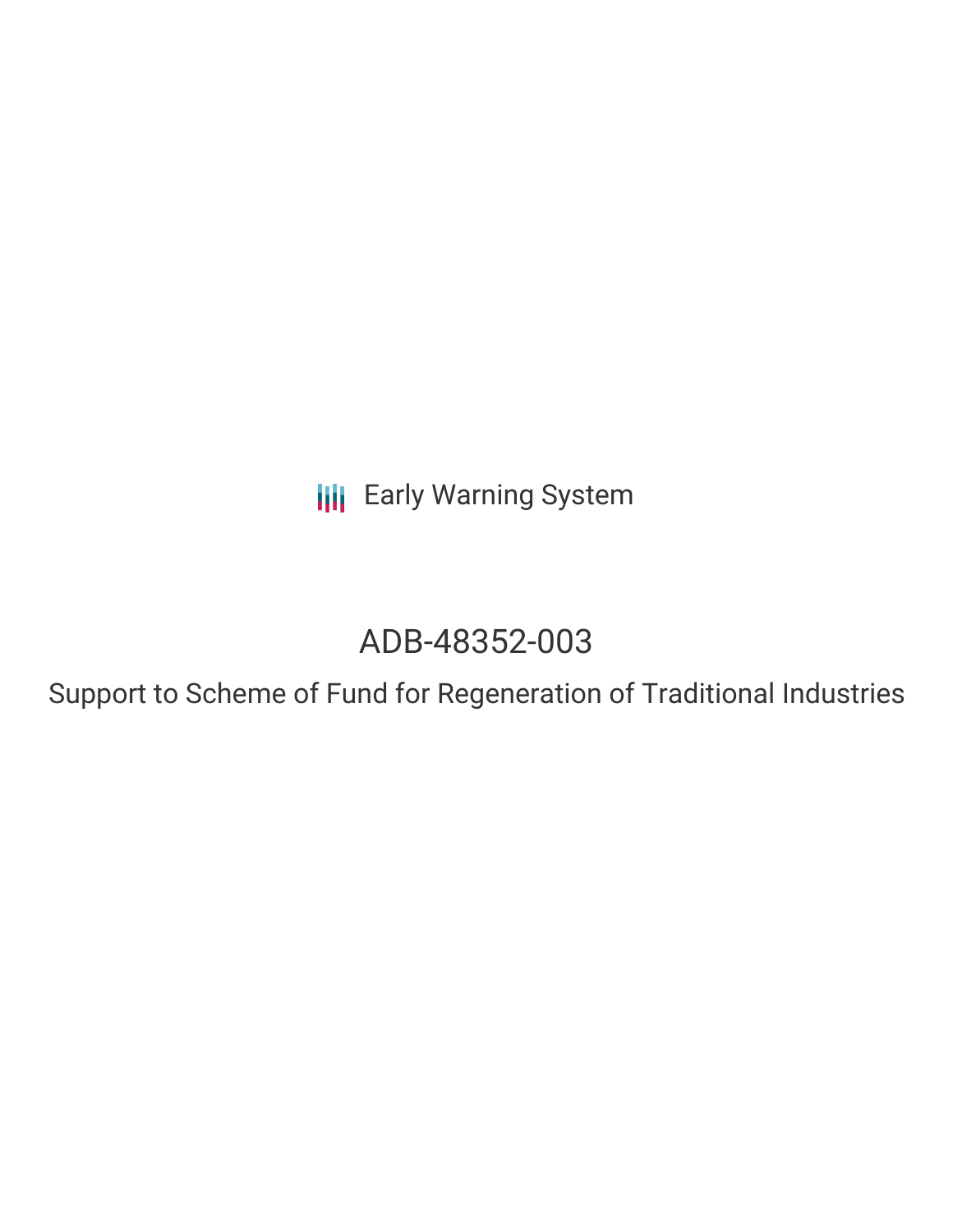Early Warning System

# ADB-48352-003

## Support to Scheme of Fund for Regeneration of Traditional Industries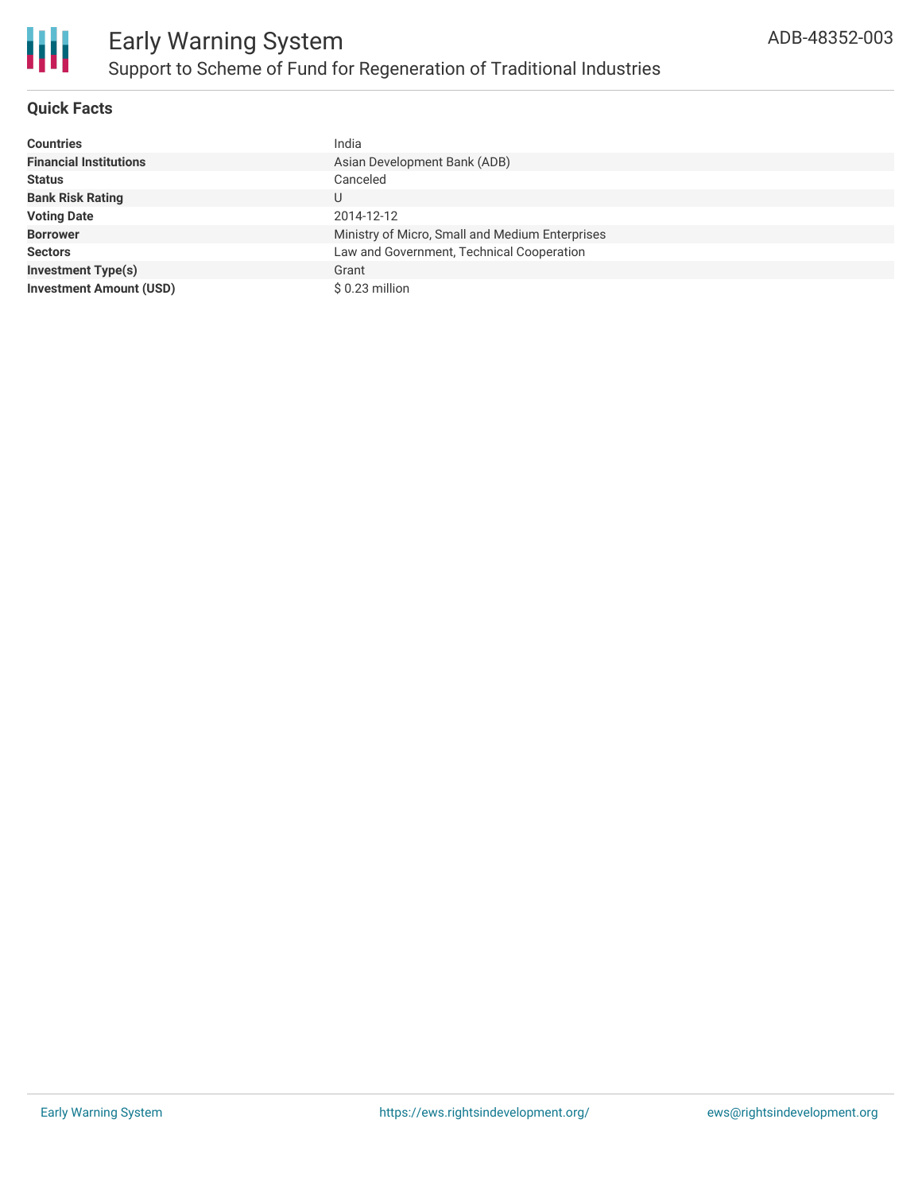# Early Warning System

## Support to Scheme of Fund for Regeneration of Traditional Industries

ADB-48352-003

### Quick Facts

| | |
|---|---|
| **Countries** | India |
| **Financial Institutions** | Asian Development Bank (ADB) |
| **Status** | Canceled |
| **Bank Risk Rating** | U |
| **Voting Date** | 2014-12-12 |
| **Borrower** | Ministry of Micro, Small and Medium Enterprises |
| **Sectors** | Law and Government, Technical Cooperation |
| **Investment Type(s)** | Grant |
| **Investment Amount (USD)** | $ 0.23 million |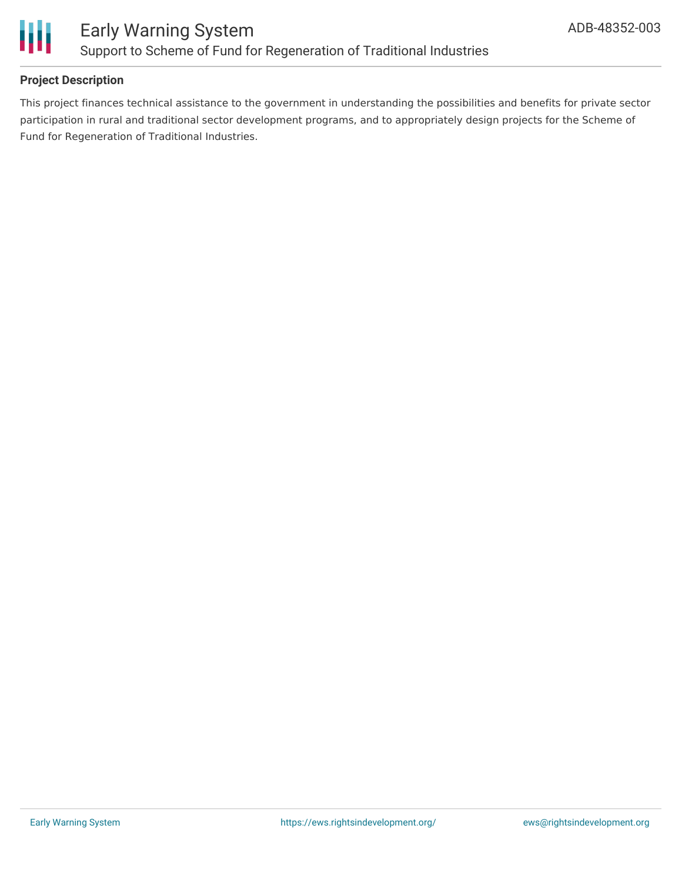## Project Description

This project finances technical assistance to the government in understanding the possibilities and benefits for private sector participation in rural and traditional sector development programs, and to appropriately design projects for the Scheme of Fund for Regeneration of Traditional Industries.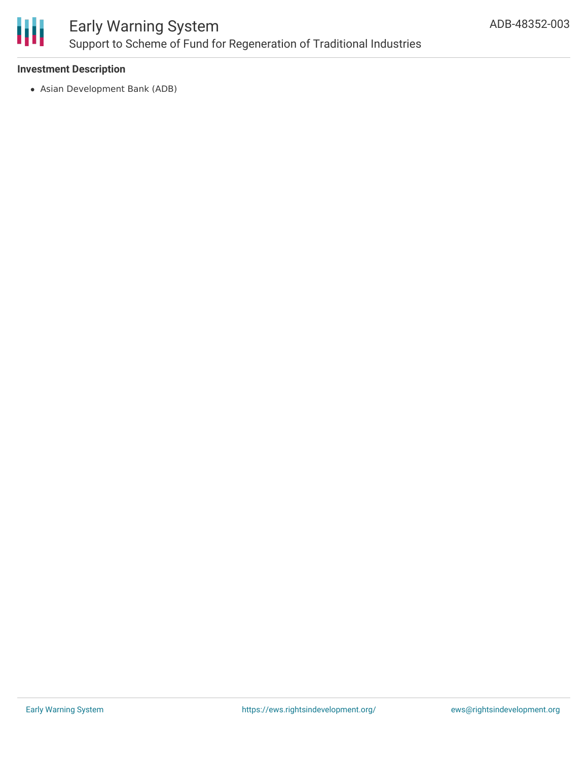### Investment Description

- Asian Development Bank (ADB)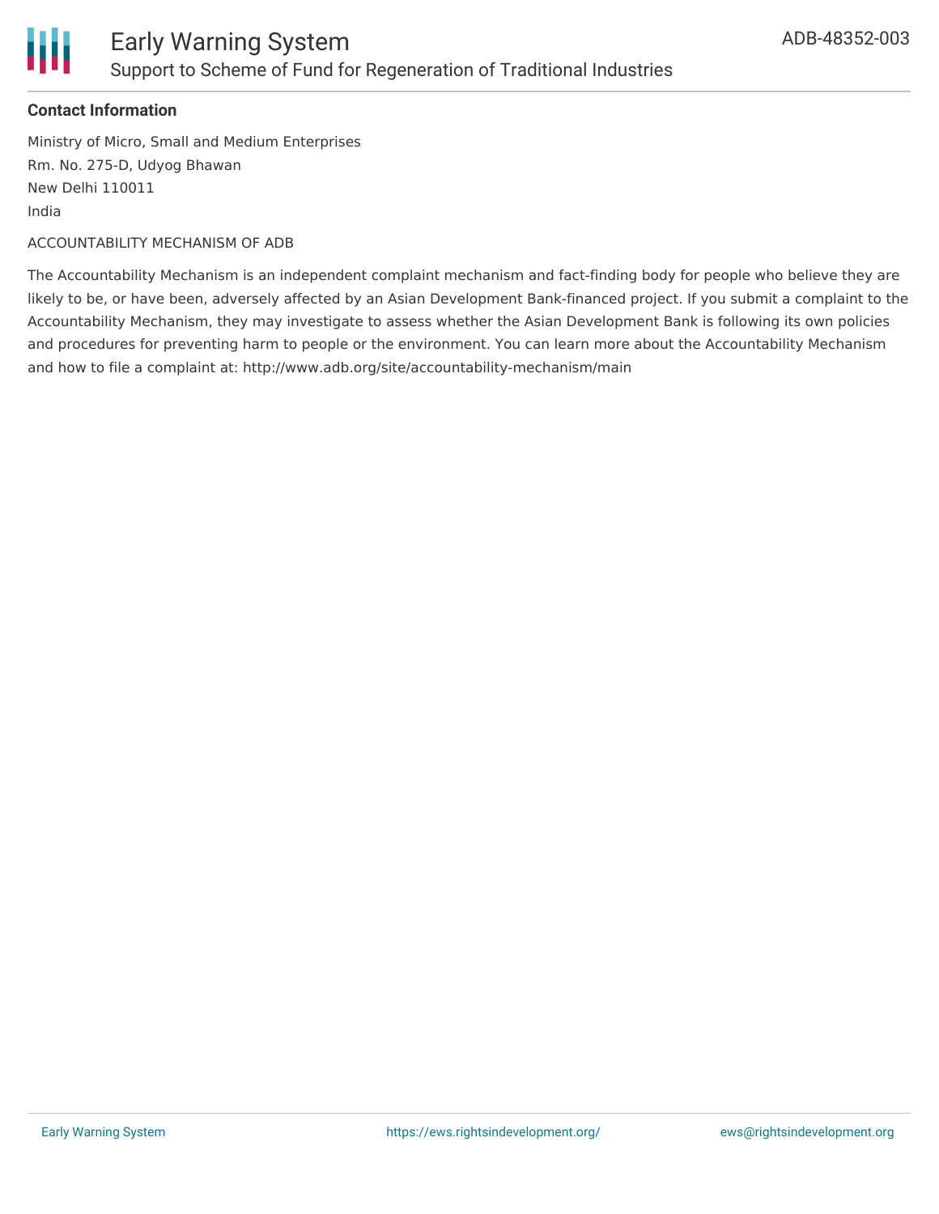**Contact Information**

Ministry of Micro, Small and Medium Enterprises
Rm. No. 275-D, Udyog Bhawan
New Delhi 110011
India

ACCOUNTABILITY MECHANISM OF ADB

The Accountability Mechanism is an independent complaint mechanism and fact-finding body for people who believe they are likely to be, or have been, adversely affected by an Asian Development Bank-financed project. If you submit a complaint to the Accountability Mechanism, they may investigate to assess whether the Asian Development Bank is following its own policies and procedures for preventing harm to people or the environment. You can learn more about the Accountability Mechanism and how to file a complaint at: http://www.adb.org/site/accountability-mechanism/main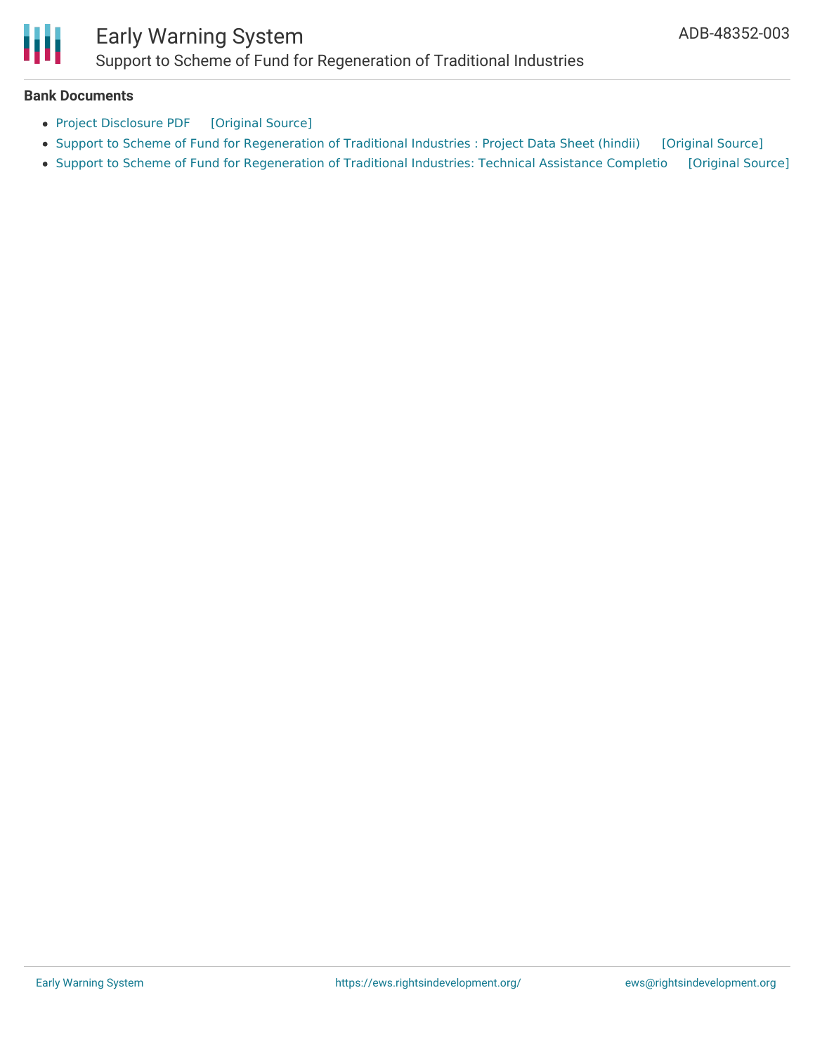**Bank Documents**

- Project Disclosure PDF [Original Source]
- Support to Scheme of Fund for Regeneration of Traditional Industries : Project Data Sheet (hindii) [Original Source]
- Support to Scheme of Fund for Regeneration of Traditional Industries: Technical Assistance Completio [Original Source]